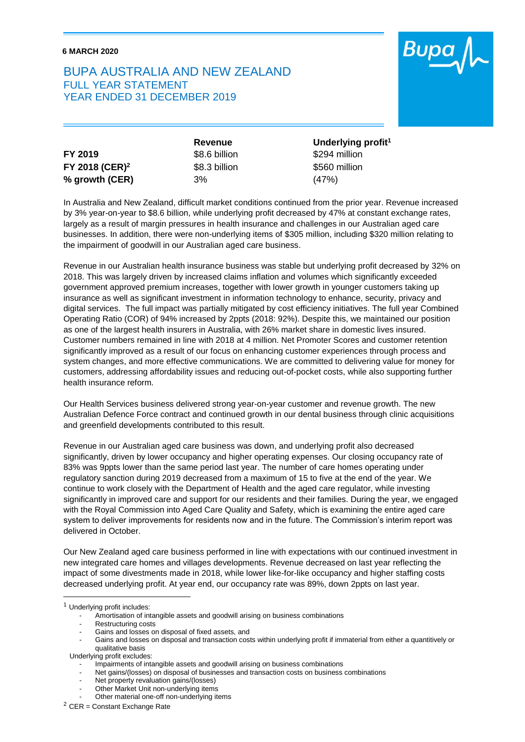**6 MARCH 2020**

# BUPA AUSTRALIA AND NEW ZEALAND
## FULL YEAR STATEMENT
## YEAR ENDED 31 DECEMBER 2019

| | Revenue | Underlying profit[1] |
|---|---|---|
| **FY 2019** | $8.6 billion | $294 million |
| **FY 2018 (CER)[2]** | $8.3 billion | $560 million |
| **% growth (CER)** | 3% | (47%) |

In Australia and New Zealand, difficult market conditions continued from the prior year. Revenue increased by 3% year-on-year to $8.6 billion, while underlying profit decreased by 47% at constant exchange rates, largely as a result of margin pressures in health insurance and challenges in our Australian aged care businesses. In addition, there were non-underlying items of $305 million, including $320 million relating to the impairment of goodwill in our Australian aged care business.

Revenue in our Australian health insurance business was stable but underlying profit decreased by 32% on 2018. This was largely driven by increased claims inflation and volumes which significantly exceeded government approved premium increases, together with lower growth in younger customers taking up insurance as well as significant investment in information technology to enhance, security, privacy and digital services. The full impact was partially mitigated by cost efficiency initiatives. The full year Combined Operating Ratio (COR) of 94% increased by 2ppts (2018: 92%). Despite this, we maintained our position as one of the largest health insurers in Australia, with 26% market share in domestic lives insured. Customer numbers remained in line with 2018 at 4 million. Net Promoter Scores and customer retention significantly improved as a result of our focus on enhancing customer experiences through process and system changes, and more effective communications. We are committed to delivering value for money for customers, addressing affordability issues and reducing out-of-pocket costs, while also supporting further health insurance reform.

Our Health Services business delivered strong year-on-year customer and revenue growth. The new Australian Defence Force contract and continued growth in our dental business through clinic acquisitions and greenfield developments contributed to this result.

Revenue in our Australian aged care business was down, and underlying profit also decreased significantly, driven by lower occupancy and higher operating expenses. Our closing occupancy rate of 83% was 9ppts lower than the same period last year. The number of care homes operating under regulatory sanction during 2019 decreased from a maximum of 15 to five at the end of the year. We continue to work closely with the Department of Health and the aged care regulator, while investing significantly in improved care and support for our residents and their families. During the year, we engaged with the Royal Commission into Aged Care Quality and Safety, which is examining the entire aged care system to deliver improvements for residents now and in the future. The Commission's interim report was delivered in October.

Our New Zealand aged care business performed in line with expectations with our continued investment in new integrated care homes and villages developments. Revenue decreased on last year reflecting the impact of some divestments made in 2018, while lower like-for-like occupancy and higher staffing costs decreased underlying profit. At year end, our occupancy rate was 89%, down 2ppts on last year.

---

[1] Underlying profit includes:

- Amortisation of intangible assets and goodwill arising on business combinations
- Restructuring costs
- Gains and losses on disposal of fixed assets, and
- Gains and losses on disposal and transaction costs within underlying profit if immaterial from either a quantitively or qualitative basis

Underlying profit excludes:

- Impairments of intangible assets and goodwill arising on business combinations
- Net gains/(losses) on disposal of businesses and transaction costs on business combinations
- Net property revaluation gains/(losses)
- Other Market Unit non-underlying items
- Other material one-off non-underlying items

[2] CER = Constant Exchange Rate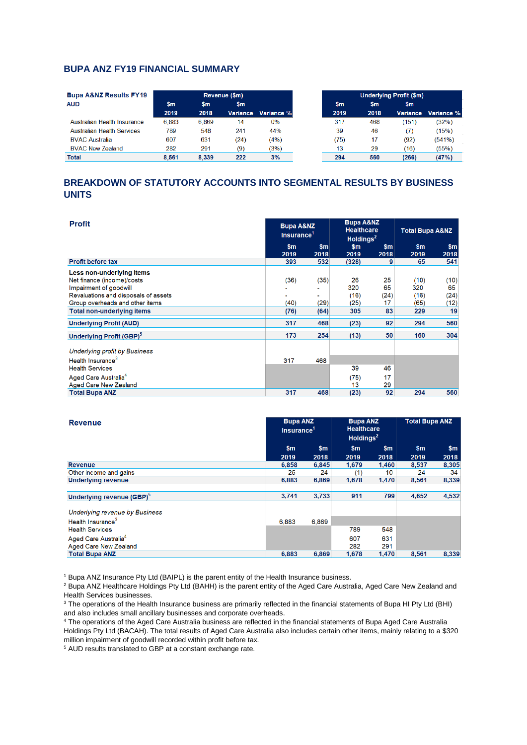## BUPA ANZ FY19 FINANCIAL SUMMARY

| **Bupa A&NZ Results FY19** | Revenue ($m) | | | | Underlying Profit ($m) | | | |
|---|---|---|---|---|---|---|---|---|
| **AUD** | $m 2019 | $m 2018 | $m Variance | Variance % | $m 2019 | $m 2018 | $m Variance | Variance % |
| Australian Health Insurance | 6,883 | 6,869 | 14 | 0% | 317 | 468 | (151) | (32%) |
| Australian Health Services | 789 | 548 | 241 | 44% | 39 | 46 | (7) | (15%) |
| BVAC Australia | 607 | 631 | (24) | (4%) | (75) | 17 | (92) | (541%) |
| BVAC New Zealand | 282 | 291 | (9) | (3%) | 13 | 29 | (16) | (55%) |
| **Total** | **8,561** | **8,339** | **222** | **3%** | **294** | **560** | **(266)** | **(47%)** |

## BREAKDOWN OF STATUTORY ACCOUNTS INTO SEGMENTAL RESULTS BY BUSINESS UNITS

| **Profit** | Bupa A&NZ Insurance[1] | | Bupa A&NZ Healthcare Holdings[2] | | Total Bupa A&NZ | |
|---|---|---|---|---|---|---|
| | $m 2019 | $m 2018 | $m 2019 | $m 2018 | $m 2019 | $m 2018 |
| **Profit before tax** | **393** | **532** | **(328)** | **9** | **65** | **541** |
| **Less non-underlying items** | | | | | | |
| Net finance (income)/costs | (36) | (35) | 26 | 25 | (10) | (10) |
| Impairment of goodwill | - | - | 320 | 65 | 320 | 65 |
| Revaluations and disposals of assets | - | - | (16) | (24) | (16) | (24) |
| Group overheads and other items | (40) | (29) | (25) | 17 | (65) | (12) |
| **Total non-underlying items** | **(76)** | **(64)** | **305** | **83** | **229** | **19** |
| **Underlying Profit (AUD)** | **317** | **468** | **(23)** | **92** | **294** | **560** |
| **Underlying Profit (GBP)[5]** | **173** | **254** | **(13)** | **50** | **160** | **304** |
| *Underlying profit by Business* | | | | | | |
| Health Insurance[3] | 317 | 468 | | | | |
| Health Services | | | 39 | 46 | | |
| Aged Care Australia[4] | | | (75) | 17 | | |
| Aged Care New Zealand | | | 13 | 29 | | |
| **Total Bupa ANZ** | **317** | **468** | **(23)** | **92** | **294** | **560** |

| **Revenue** | Bupa ANZ Insurance[1] | | Bupa ANZ Healthcare Holdings[2] | | Total Bupa ANZ | |
|---|---|---|---|---|---|---|
| | $m 2019 | $m 2018 | $m 2019 | $m 2018 | $m 2019 | $m 2018 |
| **Revenue** | **6,858** | **6,845** | **1,679** | **1,460** | **8,537** | **8,305** |
| Other income and gains | 25 | 24 | (1) | 10 | 24 | 34 |
| **Underlying revenue** | **6,883** | **6,869** | **1,678** | **1,470** | **8,561** | **8,339** |
| **Underlying revenue (GBP)[5]** | **3,741** | **3,733** | **911** | **799** | **4,652** | **4,532** |
| *Underlying revenue by Business* | | | | | | |
| Health Insurance[3] | 6,883 | 6,869 | | | | |
| Health Services | | | 789 | 548 | | |
| Aged Care Australia[4] | | | 607 | 631 | | |
| Aged Care New Zealand | | | 282 | 291 | | |
| **Total Bupa ANZ** | **6,883** | **6,869** | **1,678** | **1,470** | **8,561** | **8,339** |

[1] Bupa ANZ Insurance Pty Ltd (BAIPL) is the parent entity of the Health Insurance business.
[2] Bupa ANZ Healthcare Holdings Pty Ltd (BAHH) is the parent entity of the Aged Care Australia, Aged Care New Zealand and Health Services businesses.
[3] The operations of the Health Insurance business are primarily reflected in the financial statements of Bupa HI Pty Ltd (BHI) and also includes small ancillary businesses and corporate overheads.
[4] The operations of the Aged Care Australia business are reflected in the financial statements of Bupa Aged Care Australia Holdings Pty Ltd (BACAH). The total results of Aged Care Australia also includes certain other items, mainly relating to a $320 million impairment of goodwill recorded within profit before tax.
[5] AUD results translated to GBP at a constant exchange rate.